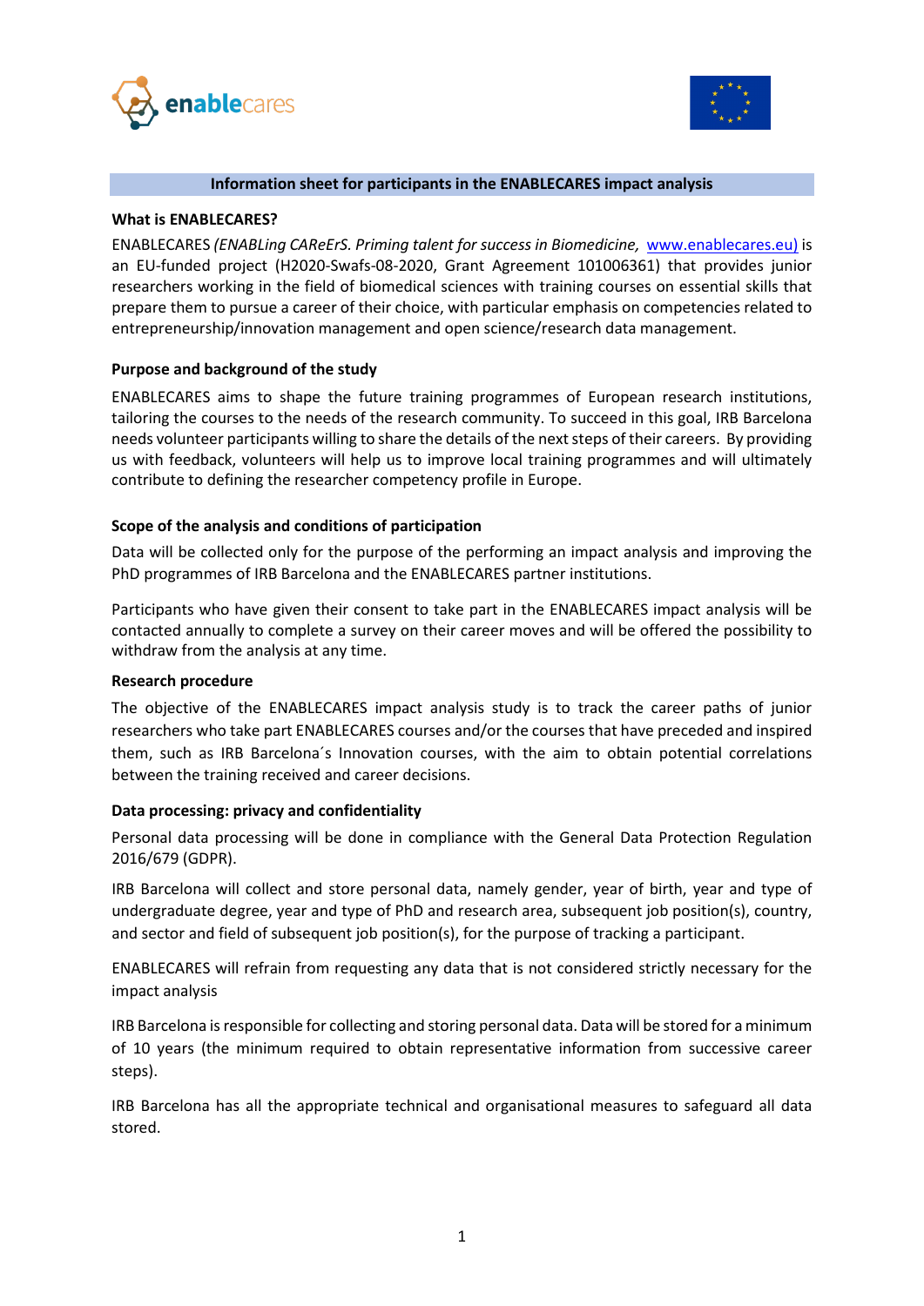## Information sheet for participants in the ENABLECARES impact analysis

### What is ENABLECARES?

ENABLECARES *(ENABLing CAReErS. Priming talent for success in Biomedicine,* www.enablecares.eu) is an EU-funded project (H2020-Swafs-08-2020, Grant Agreement 101006361) that provides junior researchers working in the field of biomedical sciences with training courses on essential skills that prepare them to pursue a career of their choice, with particular emphasis on competencies related to entrepreneurship/innovation management and open science/research data management.

### Purpose and background of the study

ENABLECARES aims to shape the future training programmes of European research institutions, tailoring the courses to the needs of the research community. To succeed in this goal, IRB Barcelona needs volunteer participants willing to share the details of the next steps of their careers. By providing us with feedback, volunteers will help us to improve local training programmes and will ultimately contribute to defining the researcher competency profile in Europe.

### Scope of the analysis and conditions of participation

Data will be collected only for the purpose of the performing an impact analysis and improving the PhD programmes of IRB Barcelona and the ENABLECARES partner institutions.

Participants who have given their consent to take part in the ENABLECARES impact analysis will be contacted annually to complete a survey on their career moves and will be offered the possibility to withdraw from the analysis at any time.

### Research procedure

The objective of the ENABLECARES impact analysis study is to track the career paths of junior researchers who take part ENABLECARES courses and/or the courses that have preceded and inspired them, such as IRB Barcelona´s Innovation courses, with the aim to obtain potential correlations between the training received and career decisions.

### Data processing: privacy and confidentiality

Personal data processing will be done in compliance with the General Data Protection Regulation 2016/679 (GDPR).

IRB Barcelona will collect and store personal data, namely gender, year of birth, year and type of undergraduate degree, year and type of PhD and research area, subsequent job position(s), country, and sector and field of subsequent job position(s), for the purpose of tracking a participant.

ENABLECARES will refrain from requesting any data that is not considered strictly necessary for the impact analysis

IRB Barcelona is responsible for collecting and storing personal data. Data will be stored for a minimum of 10 years (the minimum required to obtain representative information from successive career steps).

IRB Barcelona has all the appropriate technical and organisational measures to safeguard all data stored.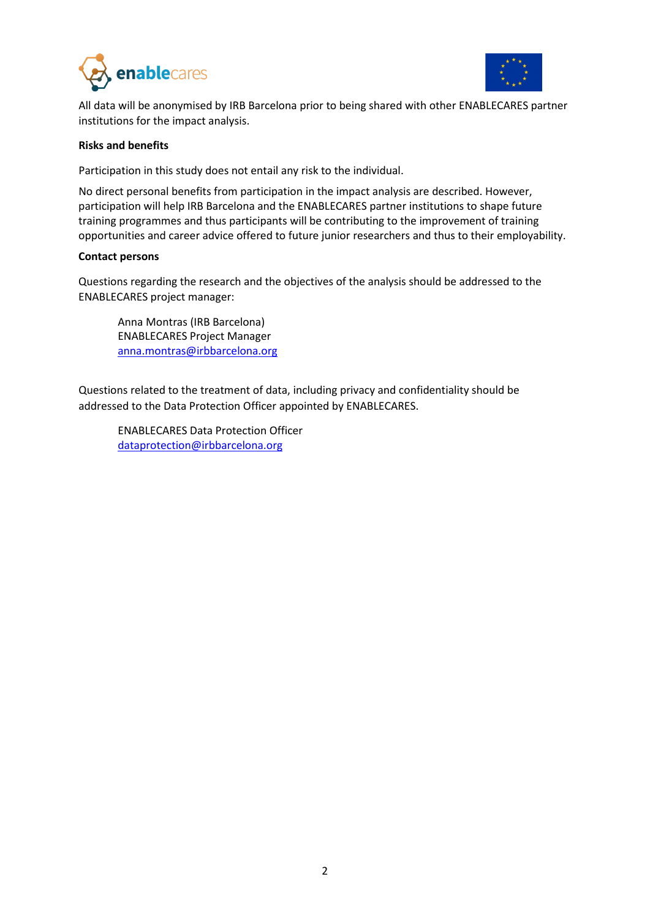All data will be anonymised by IRB Barcelona prior to being shared with other ENABLECARES partner institutions for the impact analysis.

**Risks and benefits**

Participation in this study does not entail any risk to the individual.

No direct personal benefits from participation in the impact analysis are described. However, participation will help IRB Barcelona and the ENABLECARES partner institutions to shape future training programmes and thus participants will be contributing to the improvement of training opportunities and career advice offered to future junior researchers and thus to their employability.

**Contact persons**

Questions regarding the research and the objectives of the analysis should be addressed to the ENABLECARES project manager:

> Anna Montras (IRB Barcelona)
> ENABLECARES Project Manager
> anna.montras@irbbarcelona.org

Questions related to the treatment of data, including privacy and confidentiality should be addressed to the Data Protection Officer appointed by ENABLECARES.

> ENABLECARES Data Protection Officer
> dataprotection@irbbarcelona.org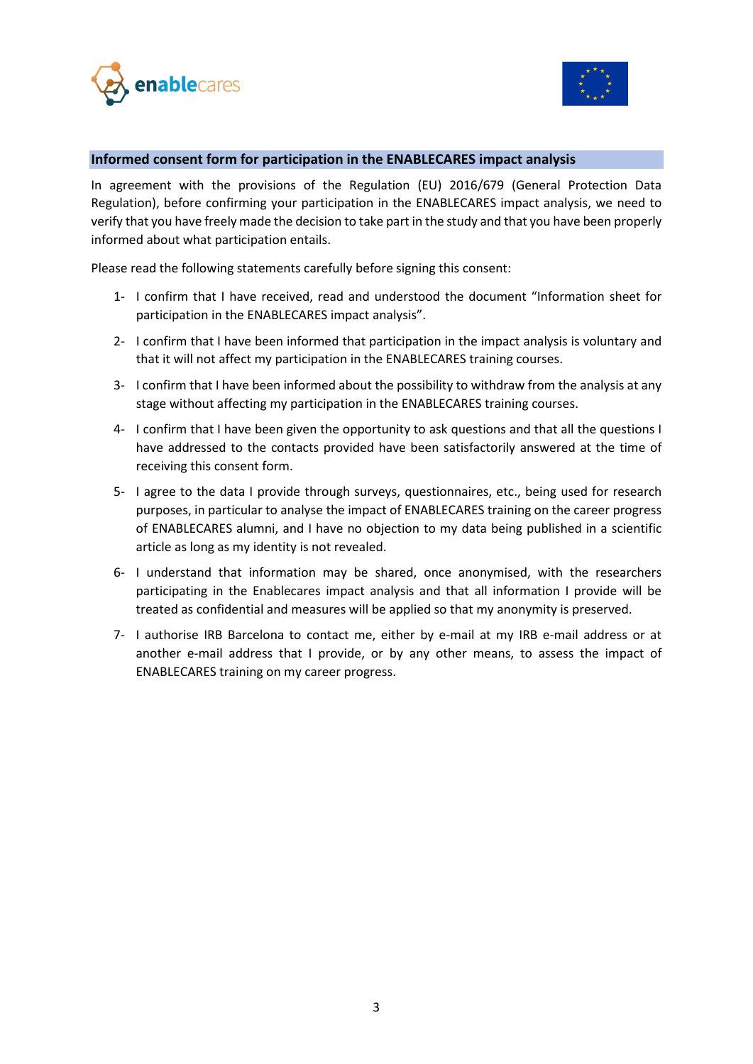## Informed consent form for participation in the ENABLECARES impact analysis

In agreement with the provisions of the Regulation (EU) 2016/679 (General Protection Data Regulation), before confirming your participation in the ENABLECARES impact analysis, we need to verify that you have freely made the decision to take part in the study and that you have been properly informed about what participation entails.

Please read the following statements carefully before signing this consent:

1- I confirm that I have received, read and understood the document "Information sheet for participation in the ENABLECARES impact analysis".

2- I confirm that I have been informed that participation in the impact analysis is voluntary and that it will not affect my participation in the ENABLECARES training courses.

3- I confirm that I have been informed about the possibility to withdraw from the analysis at any stage without affecting my participation in the ENABLECARES training courses.

4- I confirm that I have been given the opportunity to ask questions and that all the questions I have addressed to the contacts provided have been satisfactorily answered at the time of receiving this consent form.

5- I agree to the data I provide through surveys, questionnaires, etc., being used for research purposes, in particular to analyse the impact of ENABLECARES training on the career progress of ENABLECARES alumni, and I have no objection to my data being published in a scientific article as long as my identity is not revealed.

6- I understand that information may be shared, once anonymised, with the researchers participating in the Enablecares impact analysis and that all information I provide will be treated as confidential and measures will be applied so that my anonymity is preserved.

7- I authorise IRB Barcelona to contact me, either by e-mail at my IRB e-mail address or at another e-mail address that I provide, or by any other means, to assess the impact of ENABLECARES training on my career progress.